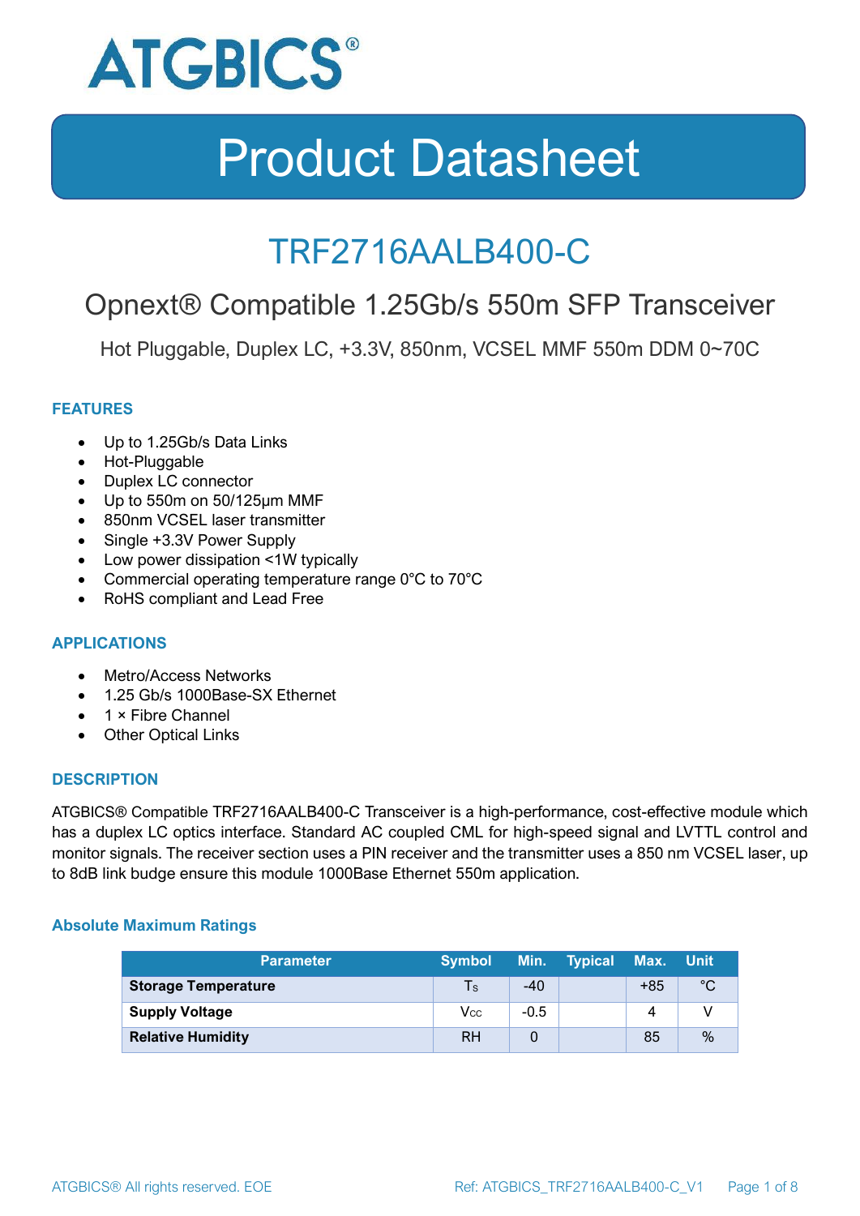# ATGBICS®

# Product Datasheet

## TRF2716AALB400-C

### Opnext® Compatible 1.25Gb/s 550m SFP Transceiver

Hot Pluggable, Duplex LC, +3.3V, 850nm, VCSEL MMF 550m DDM 0~70C

### FEATURES

- Up to 1.25Gb/s Data Links
- Hot-Pluggable
- Duplex LC connector
- Up to 550m on 50/125µm MMF
- 850nm VCSEL laser transmitter
- Single +3.3V Power Supply
- Low power dissipation <1W typically
- Commercial operating temperature range 0°C to 70°C
- RoHS compliant and Lead Free

### APPLICATIONS

- Metro/Access Networks
- 1.25 Gb/s 1000Base-SX Ethernet
- 1 × Fibre Channel
- Other Optical Links

### DESCRIPTION

ATGBICS® Compatible TRF2716AALB400-C Transceiver is a high-performance, cost-effective module which has a duplex LC optics interface. Standard AC coupled CML for high-speed signal and LVTTL control and monitor signals. The receiver section uses a PIN receiver and the transmitter uses a 850 nm VCSEL laser, up to 8dB link budge ensure this module 1000Base Ethernet 550m application.

#### Absolute Maximum Ratings

| Parameter | Symbol | Min. | Typical | Max. | Unit |
|---|---|---|---|---|---|
| **Storage Temperature** | $T_S$ | -40 | | +85 | °C |
| **Supply Voltage** | $V_{CC}$ | -0.5 | | 4 | V |
| **Relative Humidity** | RH | 0 | | 85 | % |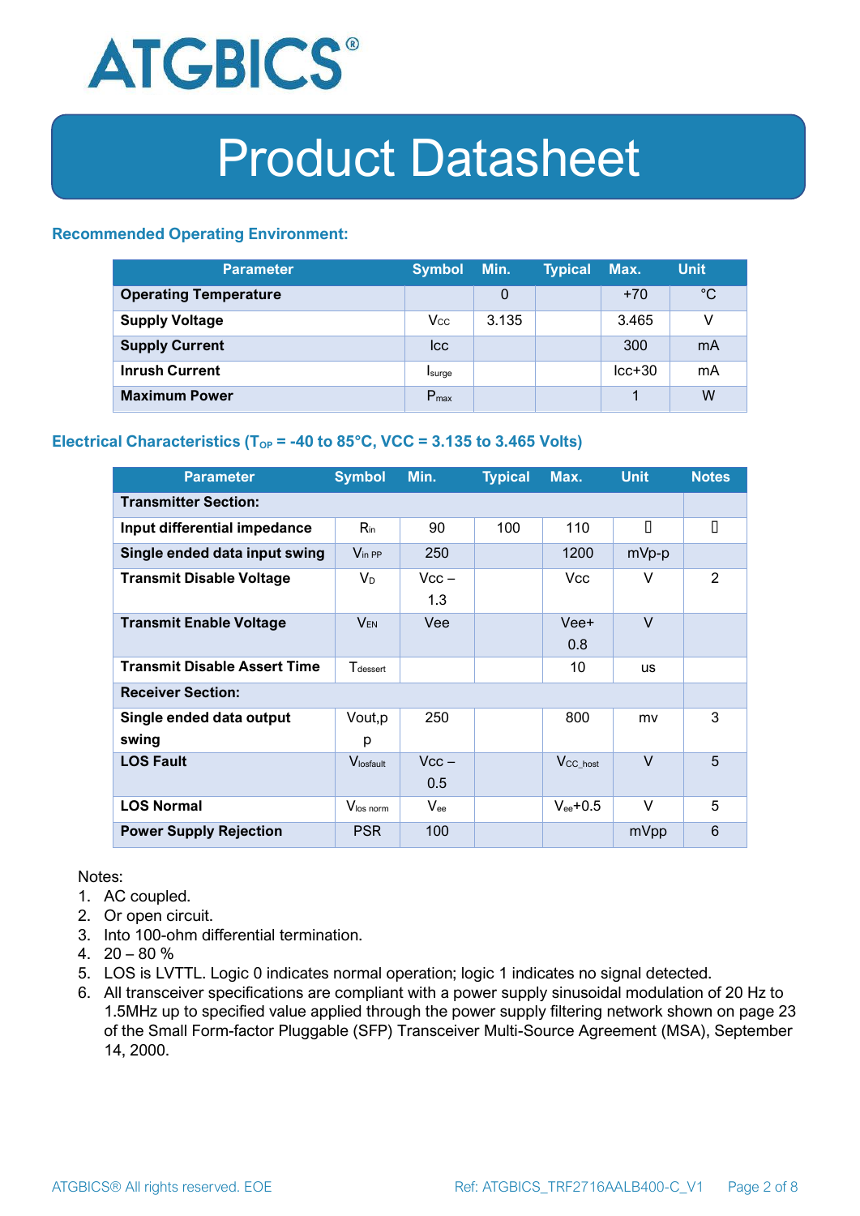### Recommended Operating Environment:

| Parameter | Symbol | Min. | Typical | Max. | Unit |
|---|---|---|---|---|---|
| **Operating Temperature** | | 0 | | +70 | °C |
| **Supply Voltage** | $V_{CC}$ | 3.135 | | 3.465 | V |
| **Supply Current** | Icc | | | 300 | mA |
| **Inrush Current** | $I_{surge}$ | | | Icc+30 | mA |
| **Maximum Power** | $P_{max}$ | | | 1 | W |

### Electrical Characteristics ($T_{OP}$ = -40 to 85°C, VCC = 3.135 to 3.465 Volts)

| Parameter | Symbol | Min. | Typical | Max. | Unit | Notes |
|---|---|---|---|---|---|---|
| **Transmitter Section:** | | | | | | |
| **Input differential impedance** | $R_{in}$ | 90 | 100 | 110 | | |
| **Single ended data input swing** | $V_{in\ PP}$ | 250 | | 1200 | mVp-p | |
| **Transmit Disable Voltage** | $V_D$ | Vcc – 1.3 | | Vcc | V | 2 |
| **Transmit Enable Voltage** | $V_{EN}$ | Vee | | Vee+ 0.8 | V | |
| **Transmit Disable Assert Time** | $T_{dessert}$ | | | 10 | us | |
| **Receiver Section:** | | | | | | |
| **Single ended data output swing** | Vout,p p | 250 | | 800 | mv | 3 |
| **LOS Fault** | $V_{losfault}$ | Vcc – 0.5 | | $V_{CC\_host}$ | V | 5 |
| **LOS Normal** | $V_{los\ norm}$ | $V_{ee}$ | | $V_{ee}$+0.5 | V | 5 |
| **Power Supply Rejection** | PSR | 100 | | | mVpp | 6 |

Notes:

1. AC coupled.
2. Or open circuit.
3. Into 100-ohm differential termination.
4. 20 – 80 %
5. LOS is LVTTL. Logic 0 indicates normal operation; logic 1 indicates no signal detected.
6. All transceiver specifications are compliant with a power supply sinusoidal modulation of 20 Hz to 1.5MHz up to specified value applied through the power supply filtering network shown on page 23 of the Small Form-factor Pluggable (SFP) Transceiver Multi-Source Agreement (MSA), September 14, 2000.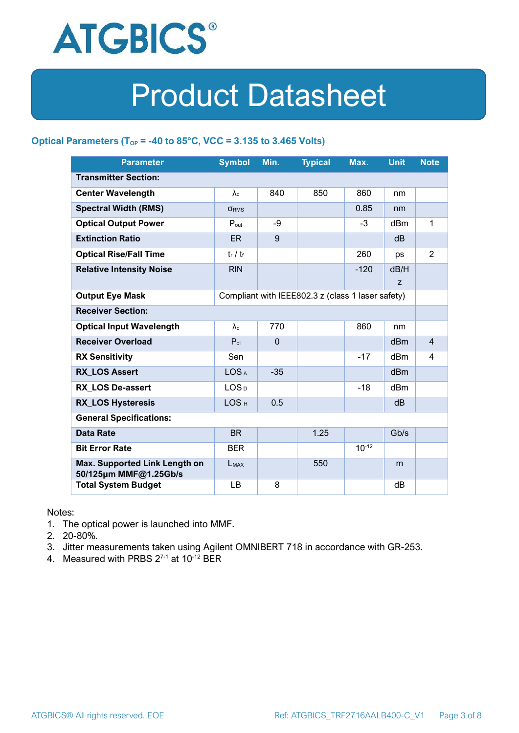# Product Datasheet

### Optical Parameters ($T_{OP}$ = -40 to 85°C, VCC = 3.135 to 3.465 Volts)

| Parameter | Symbol | Min. | Typical | Max. | Unit | Note |
|---|---|---|---|---|---|---|
| **Transmitter Section:** | | | | | | |
| **Center Wavelength** | $\lambda_c$ | 840 | 850 | 860 | nm | |
| **Spectral Width (RMS)** | $\sigma_{RMS}$ | | | 0.85 | nm | |
| **Optical Output Power** | $P_{out}$ | -9 | | -3 | dBm | 1 |
| **Extinction Ratio** | ER | 9 | | | dB | |
| **Optical Rise/Fall Time** | $t_r$ / $t_f$ | | | 260 | ps | 2 |
| **Relative Intensity Noise** | RIN | | | -120 | dB/Hz | |
| **Output Eye Mask** | Compliant with IEEE802.3 z (class 1 laser safety) | | | | | |
| **Receiver Section:** | | | | | | |
| **Optical Input Wavelength** | $\lambda_c$ | 770 | | 860 | nm | |
| **Receiver Overload** | $P_{ol}$ | 0 | | | dBm | 4 |
| **RX Sensitivity** | Sen | | | -17 | dBm | 4 |
| **RX_LOS Assert** | $LOS_A$ | -35 | | | dBm | |
| **RX_LOS De-assert** | $LOS_D$ | | | -18 | dBm | |
| **RX_LOS Hysteresis** | $LOS_H$ | 0.5 | | | dB | |
| **General Specifications:** | | | | | | |
| **Data Rate** | BR | | 1.25 | | Gb/s | |
| **Bit Error Rate** | BER | | | $10^{-12}$ | | |
| **Max. Supported Link Length on 50/125µm MMF@1.25Gb/s** | $L_{MAX}$ | | 550 | | m | |
| **Total System Budget** | LB | 8 | | | dB | |

Notes:

1. The optical power is launched into MMF.
2. 20-80%.
3. Jitter measurements taken using Agilent OMNIBERT 718 in accordance with GR-253.
4. Measured with PRBS $2^{7-1}$ at $10^{-12}$ BER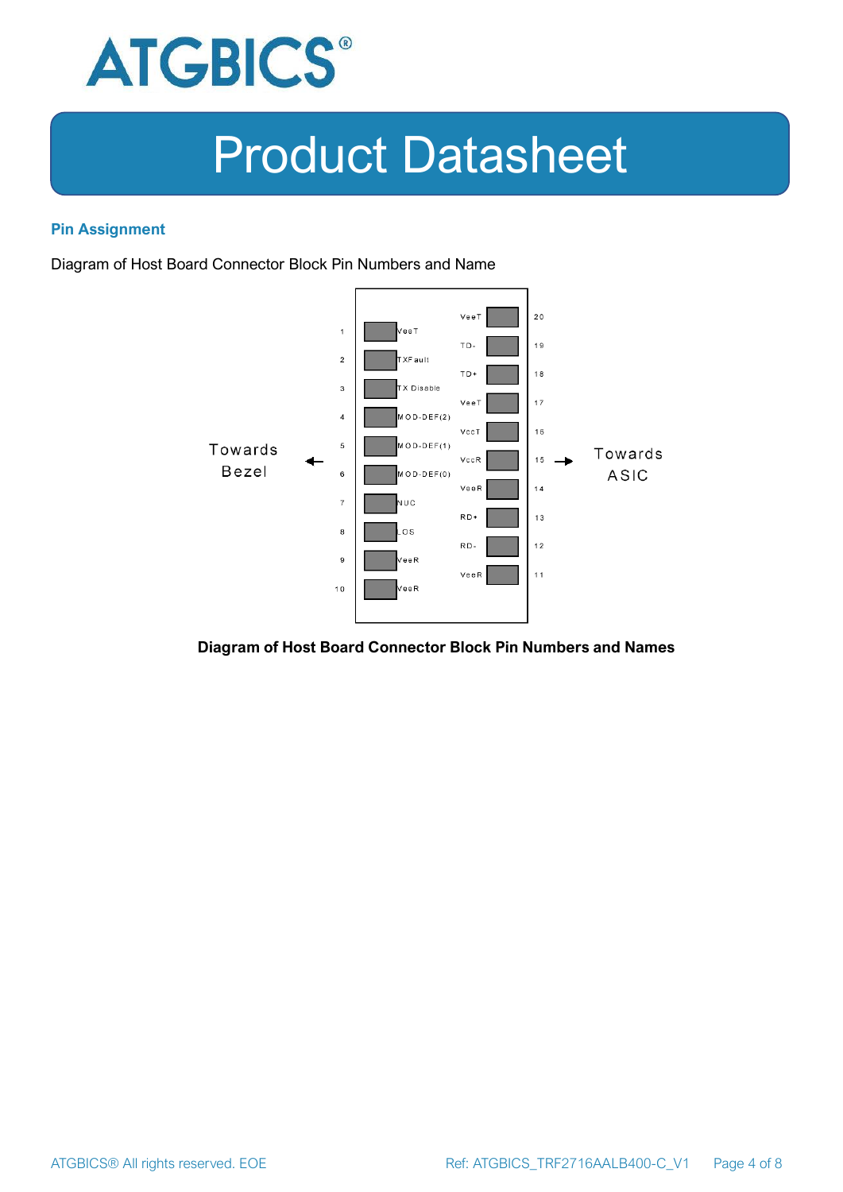## Pin Assignment

Diagram of Host Board Connector Block Pin Numbers and Name

| Pin | Name | Pin | Name |
|---|---|---|---|
| 1 | VeeT | 20 | VeeT |
| 2 | TXFault | 19 | TD- |
| 3 | TX Disable | 18 | TD+ |
| 4 | MOD-DEF(2) | 17 | VeeT |
| 5 | MOD-DEF(1) | 16 | VccT |
| 6 | MOD-DEF(0) | 15 | VccR |
| 7 | NUC | 14 | VeeR |
| 8 | LOS | 13 | RD+ |
| 9 | VeeR | 12 | RD- |
| 10 | VeeR | 11 | VeeR |

Towards Bezel ← → Towards ASIC

**Diagram of Host Board Connector Block Pin Numbers and Names**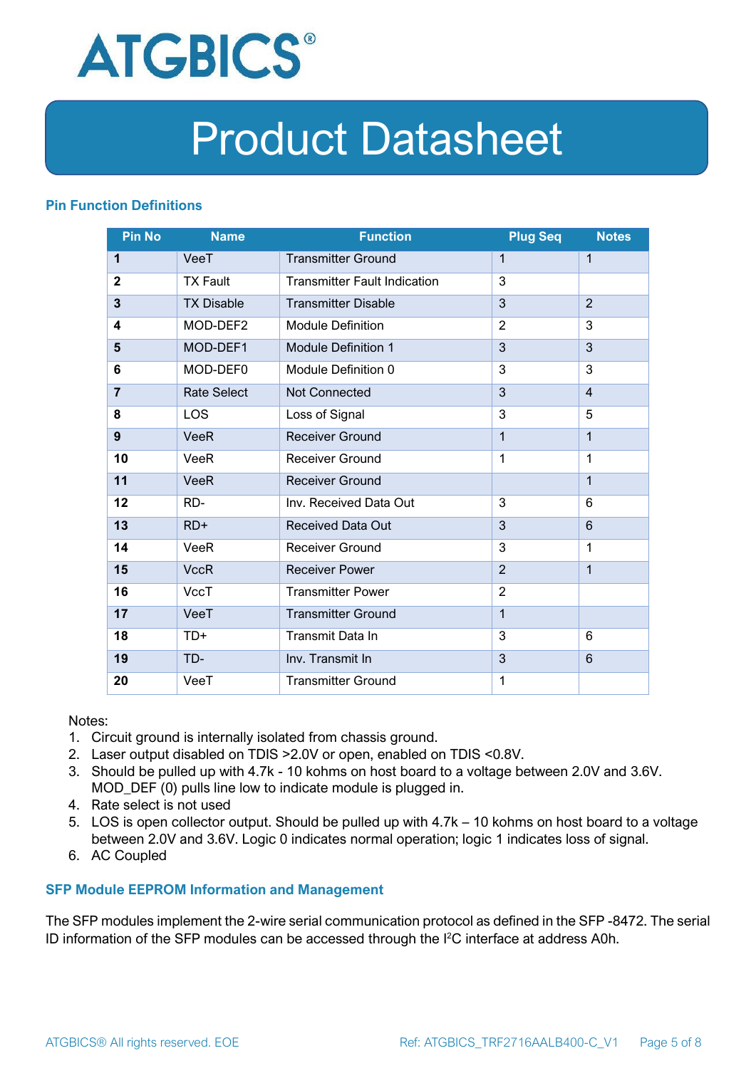## Pin Function Definitions

| Pin No | Name | Function | Plug Seq | Notes |
|---|---|---|---|---|
| **1** | VeeT | Transmitter Ground | 1 | 1 |
| **2** | TX Fault | Transmitter Fault Indication | 3 | |
| **3** | TX Disable | Transmitter Disable | 3 | 2 |
| **4** | MOD-DEF2 | Module Definition | 2 | 3 |
| **5** | MOD-DEF1 | Module Definition 1 | 3 | 3 |
| **6** | MOD-DEF0 | Module Definition 0 | 3 | 3 |
| **7** | Rate Select | Not Connected | 3 | 4 |
| **8** | LOS | Loss of Signal | 3 | 5 |
| **9** | VeeR | Receiver Ground | 1 | 1 |
| **10** | VeeR | Receiver Ground | 1 | 1 |
| **11** | VeeR | Receiver Ground | | 1 |
| **12** | RD- | Inv. Received Data Out | 3 | 6 |
| **13** | RD+ | Received Data Out | 3 | 6 |
| **14** | VeeR | Receiver Ground | 3 | 1 |
| **15** | VccR | Receiver Power | 2 | 1 |
| **16** | VccT | Transmitter Power | 2 | |
| **17** | VeeT | Transmitter Ground | 1 | |
| **18** | TD+ | Transmit Data In | 3 | 6 |
| **19** | TD- | Inv. Transmit In | 3 | 6 |
| **20** | VeeT | Transmitter Ground | 1 | |

Notes:
1. Circuit ground is internally isolated from chassis ground.
2. Laser output disabled on TDIS >2.0V or open, enabled on TDIS <0.8V.
3. Should be pulled up with 4.7k - 10 kohms on host board to a voltage between 2.0V and 3.6V. MOD_DEF (0) pulls line low to indicate module is plugged in.
4. Rate select is not used
5. LOS is open collector output. Should be pulled up with 4.7k – 10 kohms on host board to a voltage between 2.0V and 3.6V. Logic 0 indicates normal operation; logic 1 indicates loss of signal.
6. AC Coupled

## SFP Module EEPROM Information and Management

The SFP modules implement the 2-wire serial communication protocol as defined in the SFP -8472. The serial ID information of the SFP modules can be accessed through the I²C interface at address A0h.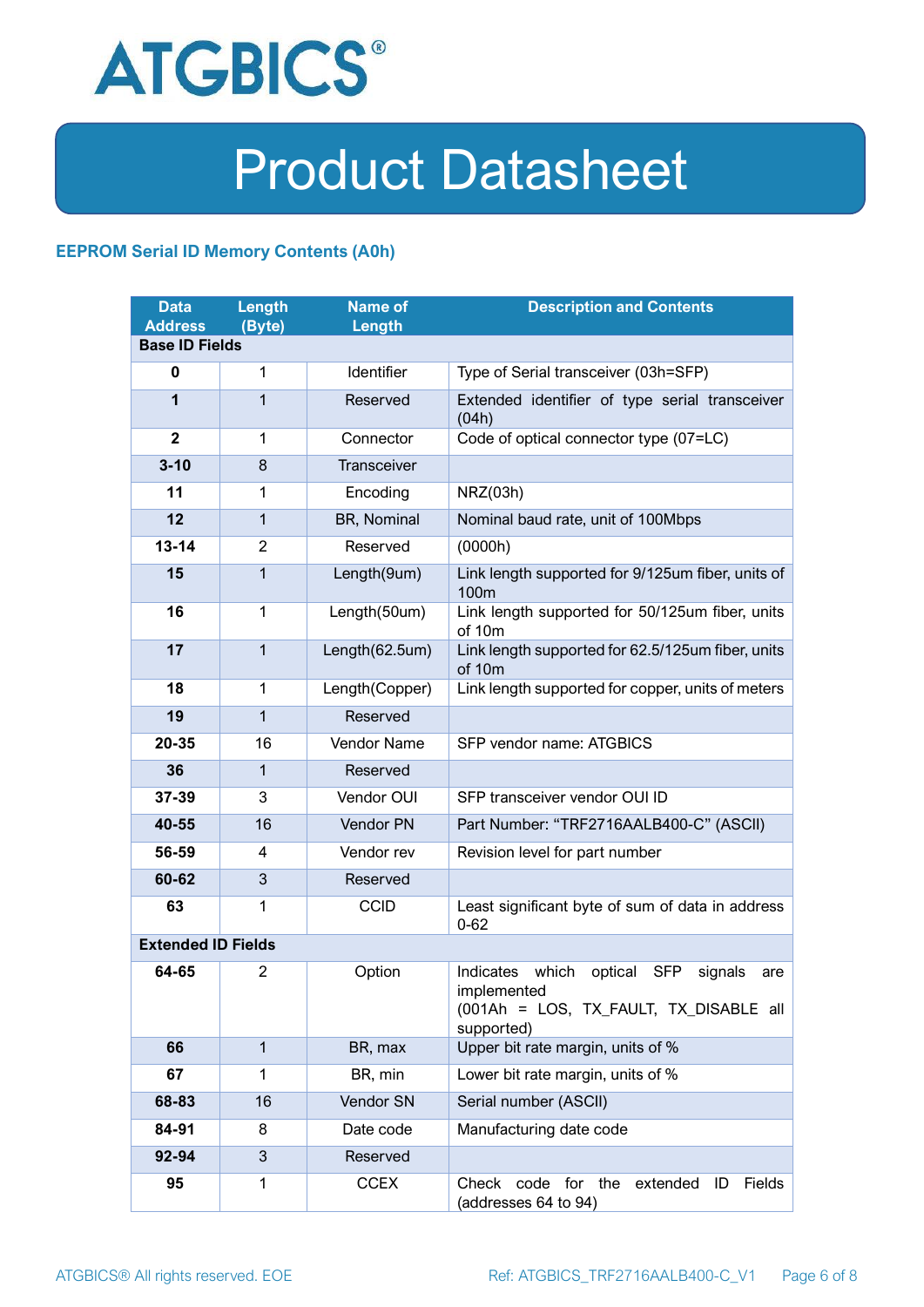## EEPROM Serial ID Memory Contents (A0h)

| Data Address | Length (Byte) | Name of Length | Description and Contents |
|---|---|---|---|
| **Base ID Fields** | | | |
| **0** | 1 | Identifier | Type of Serial transceiver (03h=SFP) |
| **1** | 1 | Reserved | Extended identifier of type serial transceiver (04h) |
| **2** | 1 | Connector | Code of optical connector type (07=LC) |
| **3-10** | 8 | Transceiver | |
| **11** | 1 | Encoding | NRZ(03h) |
| **12** | 1 | BR, Nominal | Nominal baud rate, unit of 100Mbps |
| **13-14** | 2 | Reserved | (0000h) |
| **15** | 1 | Length(9um) | Link length supported for 9/125um fiber, units of 100m |
| **16** | 1 | Length(50um) | Link length supported for 50/125um fiber, units of 10m |
| **17** | 1 | Length(62.5um) | Link length supported for 62.5/125um fiber, units of 10m |
| **18** | 1 | Length(Copper) | Link length supported for copper, units of meters |
| **19** | 1 | Reserved | |
| **20-35** | 16 | Vendor Name | SFP vendor name: ATGBICS |
| **36** | 1 | Reserved | |
| **37-39** | 3 | Vendor OUI | SFP transceiver vendor OUI ID |
| **40-55** | 16 | Vendor PN | Part Number: “TRF2716AALB400-C” (ASCII) |
| **56-59** | 4 | Vendor rev | Revision level for part number |
| **60-62** | 3 | Reserved | |
| **63** | 1 | CCID | Least significant byte of sum of data in address 0-62 |
| **Extended ID Fields** | | | |
| **64-65** | 2 | Option | Indicates which optical SFP signals are implemented (001Ah = LOS, TX_FAULT, TX_DISABLE all supported) |
| **66** | 1 | BR, max | Upper bit rate margin, units of % |
| **67** | 1 | BR, min | Lower bit rate margin, units of % |
| **68-83** | 16 | Vendor SN | Serial number (ASCII) |
| **84-91** | 8 | Date code | Manufacturing date code |
| **92-94** | 3 | Reserved | |
| **95** | 1 | CCEX | Check code for the extended ID Fields (addresses 64 to 94) |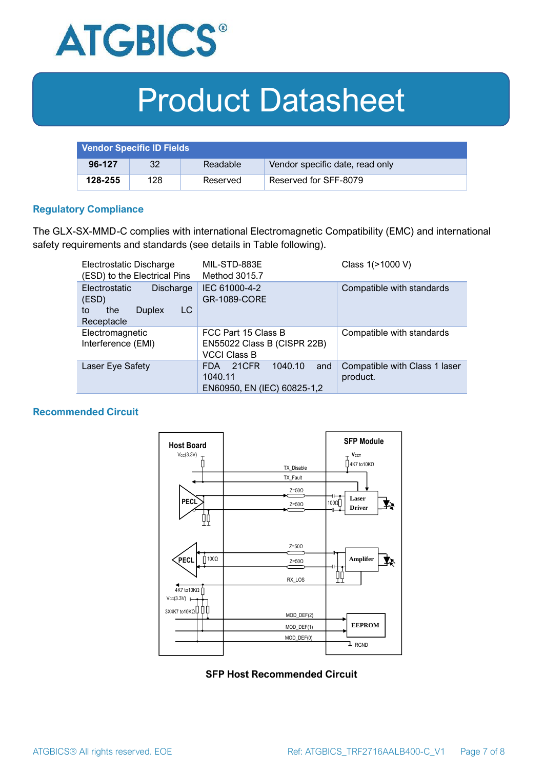| Vendor Specific ID Fields | | | |
|---|---|---|---|
| **96-127** | 32 | Readable | Vendor specific date, read only |
| **128-255** | 128 | Reserved | Reserved for SFF-8079 |

## Regulatory Compliance

The GLX-SX-MMD-C complies with international Electromagnetic Compatibility (EMC) and international safety requirements and standards (see details in Table following).

| Electrostatic Discharge (ESD) to the Electrical Pins | MIL-STD-883E Method 3015.7 | Class 1(>1000 V) |
|---|---|---|
| Electrostatic Discharge (ESD) to the Duplex LC Receptacle | IEC 61000-4-2 GR-1089-CORE | Compatible with standards |
| Electromagnetic Interference (EMI) | FCC Part 15 Class B EN55022 Class B (CISPR 22B) VCCI Class B | Compatible with standards |
| Laser Eye Safety | FDA 21CFR 1040.10 and 1040.11 EN60950, EN (IEC) 60825-1,2 | Compatible with Class 1 laser product. |

## Recommended Circuit

**SFP Host Recommended Circuit**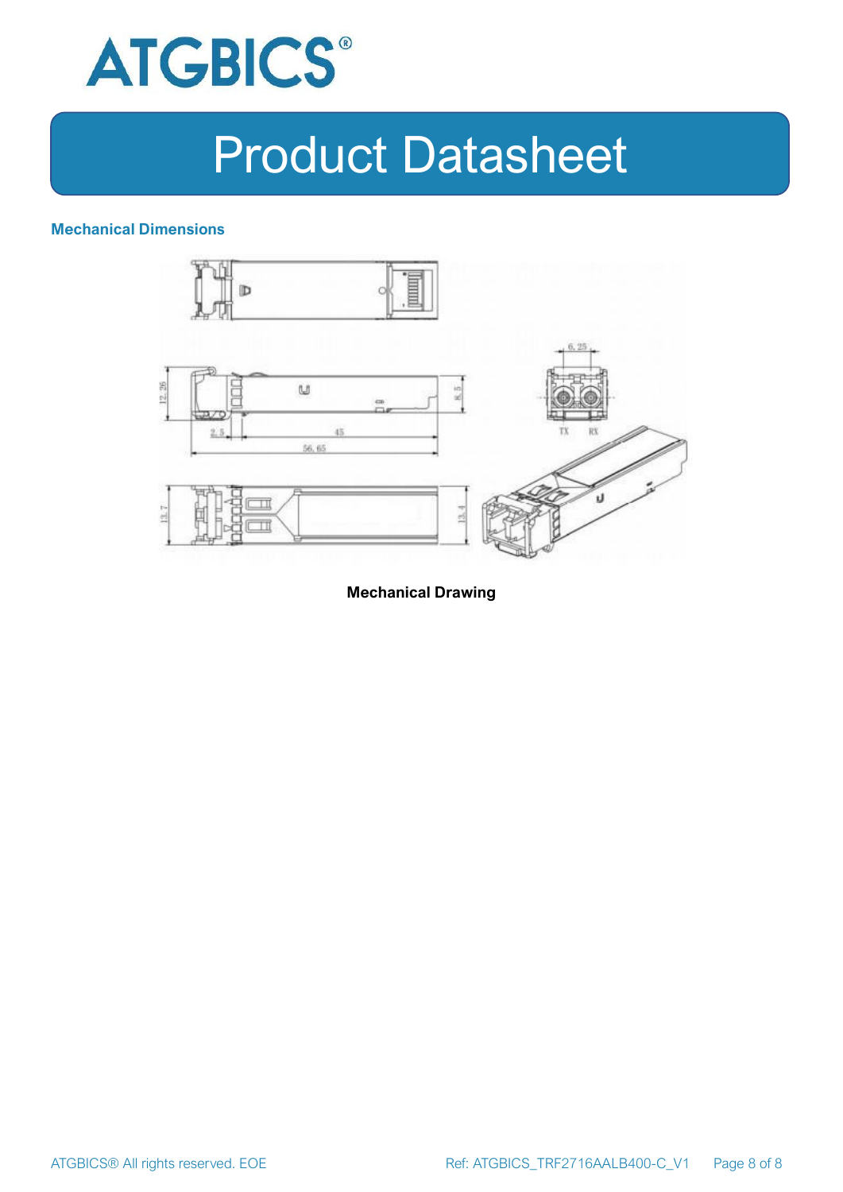## Mechanical Dimensions

6.25

12.26

8.5

2.5

45

56.65

TX RX

13.7

13.4

**Mechanical Drawing**